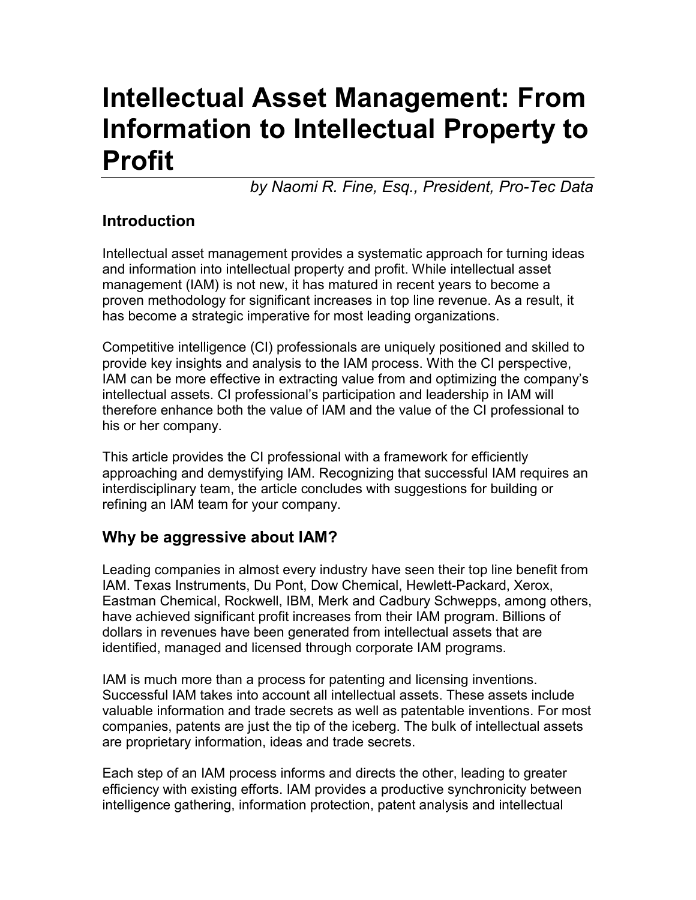# Intellectual Asset Management: From Information to Intellectual Property to Profit

*by Naomi R. Fine, Esq., President, Pro-Tec Data*

## Introduction

Intellectual asset management provides a systematic approach for turning ideas and information into intellectual property and profit. While intellectual asset management (IAM) is not new, it has matured in recent years to become a proven methodology for significant increases in top line revenue. As a result, it has become a strategic imperative for most leading organizations.

Competitive intelligence (CI) professionals are uniquely positioned and skilled to provide key insights and analysis to the IAM process. With the CI perspective, IAM can be more effective in extracting value from and optimizing the company's intellectual assets. CI professional's participation and leadership in IAM will therefore enhance both the value of IAM and the value of the CI professional to his or her company.

This article provides the CI professional with a framework for efficiently approaching and demystifying IAM. Recognizing that successful IAM requires an interdisciplinary team, the article concludes with suggestions for building or refining an IAM team for your company.

## Why be aggressive about IAM?

Leading companies in almost every industry have seen their top line benefit from IAM. Texas Instruments, Du Pont, Dow Chemical, Hewlett-Packard, Xerox, Eastman Chemical, Rockwell, IBM, Merk and Cadbury Schwepps, among others, have achieved significant profit increases from their IAM program. Billions of dollars in revenues have been generated from intellectual assets that are identified, managed and licensed through corporate IAM programs.

IAM is much more than a process for patenting and licensing inventions. Successful IAM takes into account all intellectual assets. These assets include valuable information and trade secrets as well as patentable inventions. For most companies, patents are just the tip of the iceberg. The bulk of intellectual assets are proprietary information, ideas and trade secrets.

Each step of an IAM process informs and directs the other, leading to greater efficiency with existing efforts. IAM provides a productive synchronicity between intelligence gathering, information protection, patent analysis and intellectual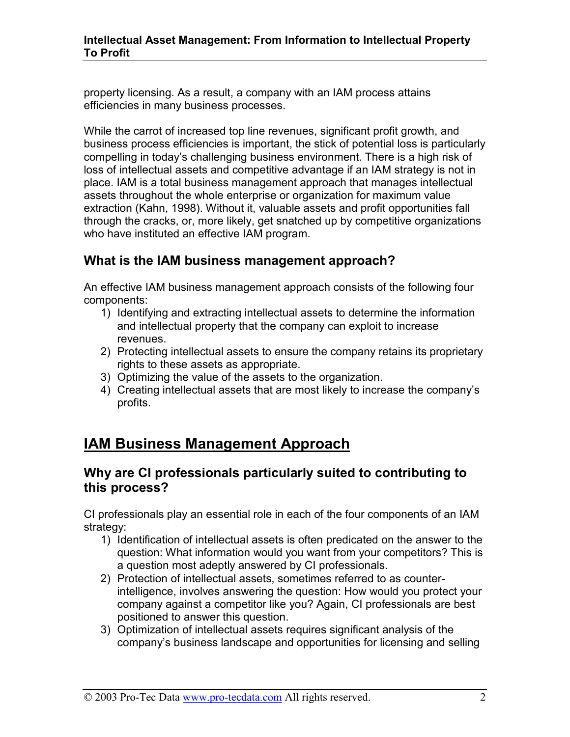property licensing. As a result, a company with an IAM process attains efficiencies in many business processes.

While the carrot of increased top line revenues, significant profit growth, and business process efficiencies is important, the stick of potential loss is particularly compelling in today's challenging business environment. There is a high risk of loss of intellectual assets and competitive advantage if an IAM strategy is not in place. IAM is a total business management approach that manages intellectual assets throughout the whole enterprise or organization for maximum value extraction (Kahn, 1998). Without it, valuable assets and profit opportunities fall through the cracks, or, more likely, get snatched up by competitive organizations who have instituted an effective IAM program.

### What is the IAM business management approach?

An effective IAM business management approach consists of the following four components:

1) Identifying and extracting intellectual assets to determine the information and intellectual property that the company can exploit to increase revenues.
2) Protecting intellectual assets to ensure the company retains its proprietary rights to these assets as appropriate.
3) Optimizing the value of the assets to the organization.
4) Creating intellectual assets that are most likely to increase the company's profits.

## IAM Business Management Approach

### Why are CI professionals particularly suited to contributing to this process?

CI professionals play an essential role in each of the four components of an IAM strategy:

1) Identification of intellectual assets is often predicated on the answer to the question: What information would you want from your competitors? This is a question most adeptly answered by CI professionals.
2) Protection of intellectual assets, sometimes referred to as counter-intelligence, involves answering the question: How would you protect your company against a competitor like you? Again, CI professionals are best positioned to answer this question.
3) Optimization of intellectual assets requires significant analysis of the company's business landscape and opportunities for licensing and selling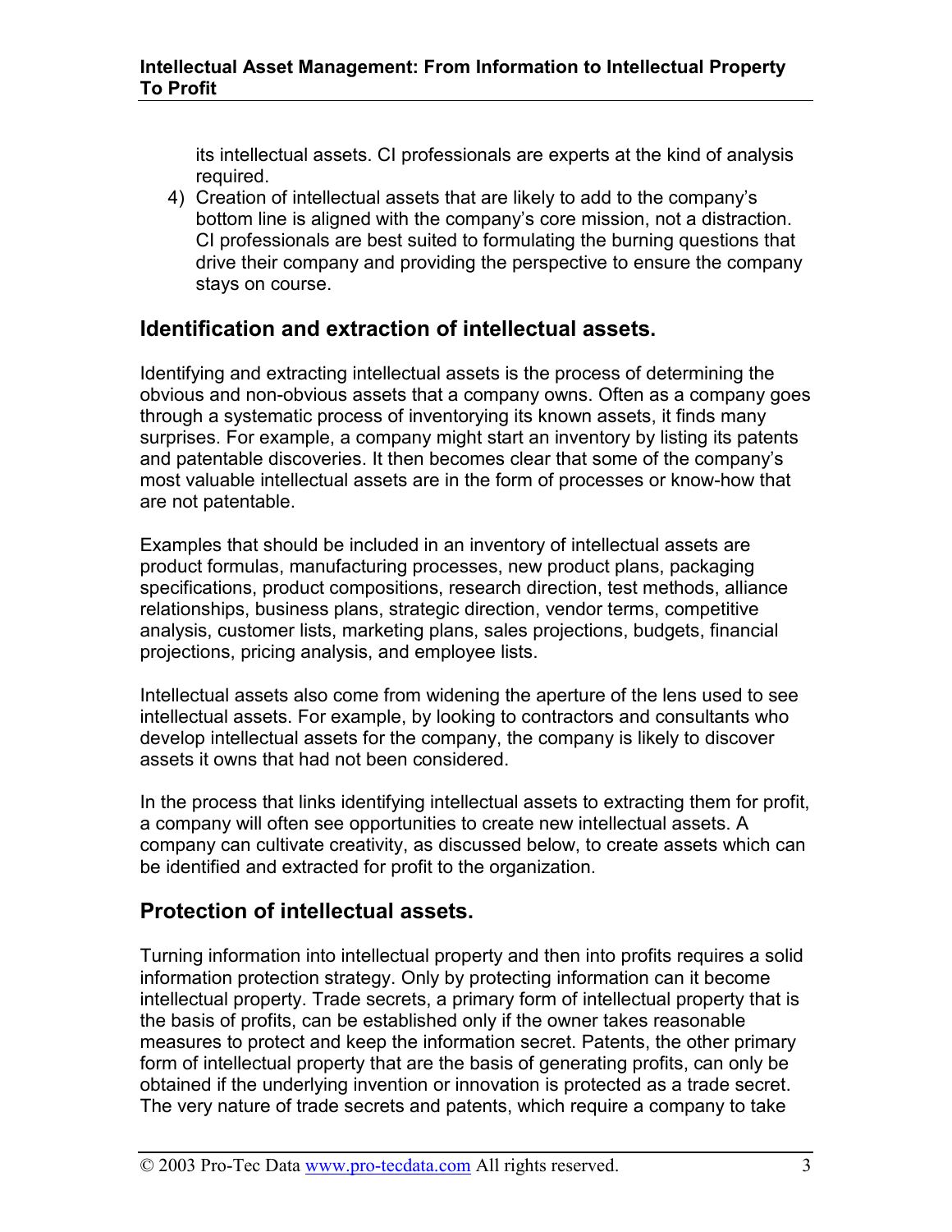its intellectual assets. CI professionals are experts at the kind of analysis required.

4) Creation of intellectual assets that are likely to add to the company's bottom line is aligned with the company's core mission, not a distraction. CI professionals are best suited to formulating the burning questions that drive their company and providing the perspective to ensure the company stays on course.

## Identification and extraction of intellectual assets.

Identifying and extracting intellectual assets is the process of determining the obvious and non-obvious assets that a company owns. Often as a company goes through a systematic process of inventorying its known assets, it finds many surprises. For example, a company might start an inventory by listing its patents and patentable discoveries. It then becomes clear that some of the company's most valuable intellectual assets are in the form of processes or know-how that are not patentable.

Examples that should be included in an inventory of intellectual assets are product formulas, manufacturing processes, new product plans, packaging specifications, product compositions, research direction, test methods, alliance relationships, business plans, strategic direction, vendor terms, competitive analysis, customer lists, marketing plans, sales projections, budgets, financial projections, pricing analysis, and employee lists.

Intellectual assets also come from widening the aperture of the lens used to see intellectual assets. For example, by looking to contractors and consultants who develop intellectual assets for the company, the company is likely to discover assets it owns that had not been considered.

In the process that links identifying intellectual assets to extracting them for profit, a company will often see opportunities to create new intellectual assets. A company can cultivate creativity, as discussed below, to create assets which can be identified and extracted for profit to the organization.

## Protection of intellectual assets.

Turning information into intellectual property and then into profits requires a solid information protection strategy. Only by protecting information can it become intellectual property. Trade secrets, a primary form of intellectual property that is the basis of profits, can be established only if the owner takes reasonable measures to protect and keep the information secret. Patents, the other primary form of intellectual property that are the basis of generating profits, can only be obtained if the underlying invention or innovation is protected as a trade secret. The very nature of trade secrets and patents, which require a company to take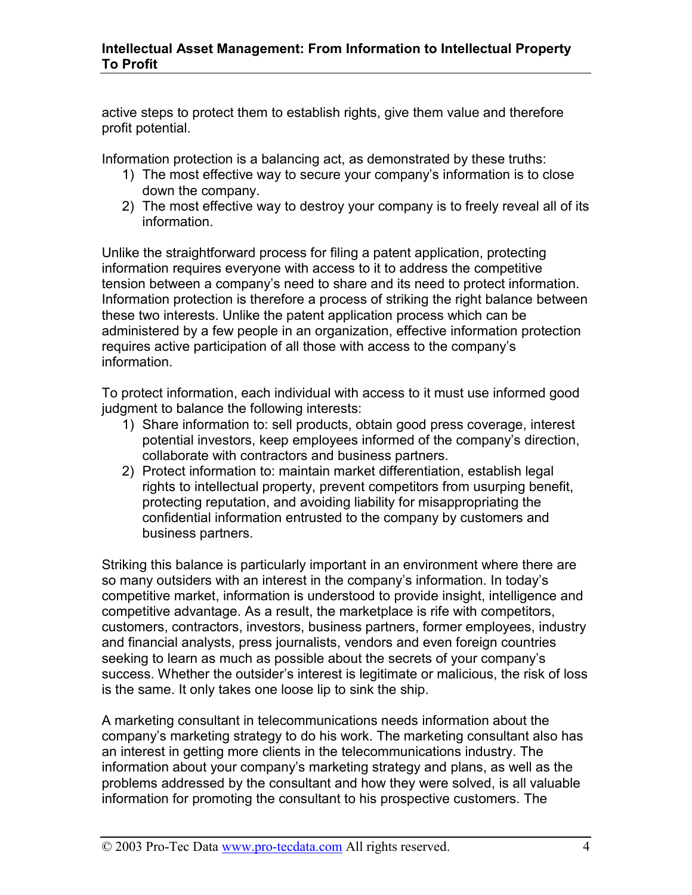active steps to protect them to establish rights, give them value and therefore profit potential.

Information protection is a balancing act, as demonstrated by these truths:

1) The most effective way to secure your company's information is to close down the company.
2) The most effective way to destroy your company is to freely reveal all of its information.

Unlike the straightforward process for filing a patent application, protecting information requires everyone with access to it to address the competitive tension between a company's need to share and its need to protect information. Information protection is therefore a process of striking the right balance between these two interests. Unlike the patent application process which can be administered by a few people in an organization, effective information protection requires active participation of all those with access to the company's information.

To protect information, each individual with access to it must use informed good judgment to balance the following interests:

1) Share information to: sell products, obtain good press coverage, interest potential investors, keep employees informed of the company's direction, collaborate with contractors and business partners.
2) Protect information to: maintain market differentiation, establish legal rights to intellectual property, prevent competitors from usurping benefit, protecting reputation, and avoiding liability for misappropriating the confidential information entrusted to the company by customers and business partners.

Striking this balance is particularly important in an environment where there are so many outsiders with an interest in the company's information. In today's competitive market, information is understood to provide insight, intelligence and competitive advantage. As a result, the marketplace is rife with competitors, customers, contractors, investors, business partners, former employees, industry and financial analysts, press journalists, vendors and even foreign countries seeking to learn as much as possible about the secrets of your company's success. Whether the outsider's interest is legitimate or malicious, the risk of loss is the same. It only takes one loose lip to sink the ship.

A marketing consultant in telecommunications needs information about the company's marketing strategy to do his work. The marketing consultant also has an interest in getting more clients in the telecommunications industry. The information about your company's marketing strategy and plans, as well as the problems addressed by the consultant and how they were solved, is all valuable information for promoting the consultant to his prospective customers. The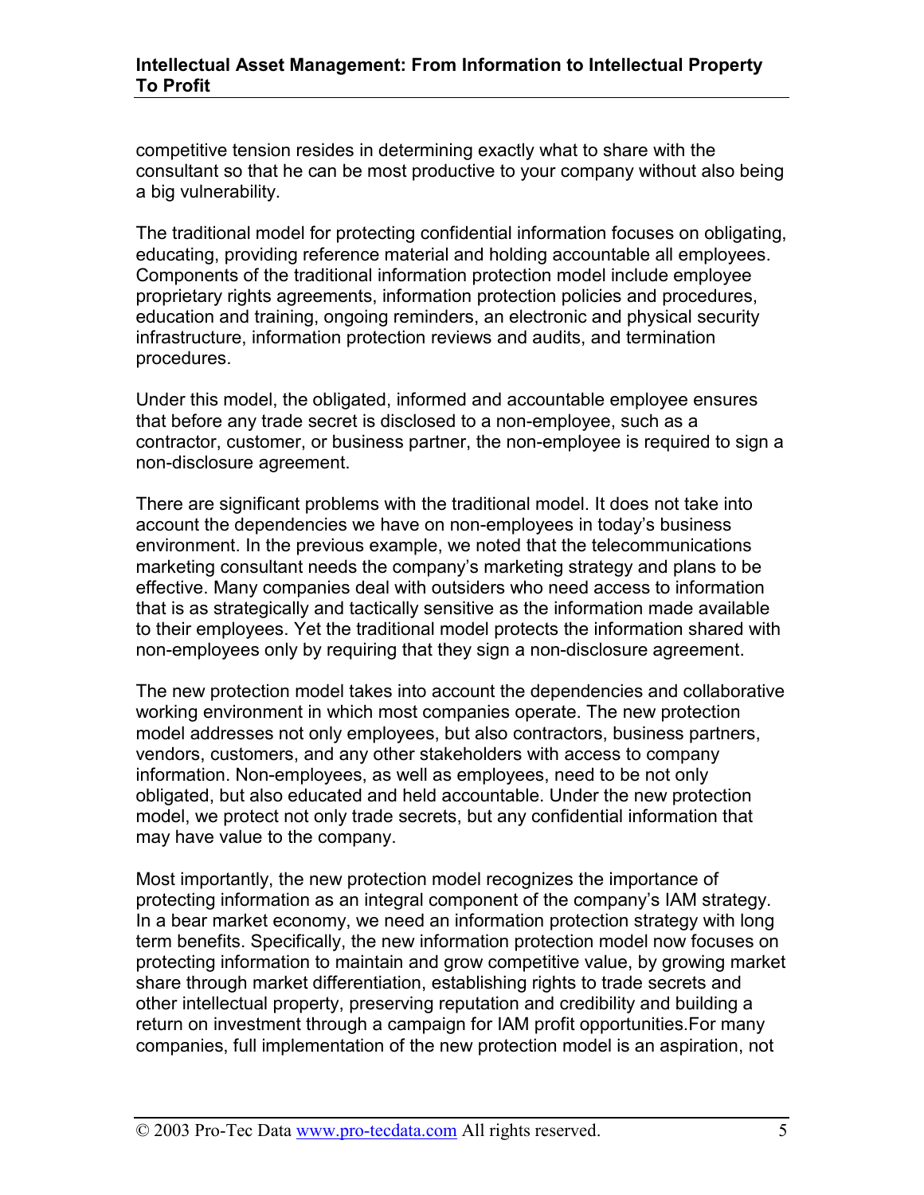competitive tension resides in determining exactly what to share with the consultant so that he can be most productive to your company without also being a big vulnerability.

The traditional model for protecting confidential information focuses on obligating, educating, providing reference material and holding accountable all employees. Components of the traditional information protection model include employee proprietary rights agreements, information protection policies and procedures, education and training, ongoing reminders, an electronic and physical security infrastructure, information protection reviews and audits, and termination procedures.

Under this model, the obligated, informed and accountable employee ensures that before any trade secret is disclosed to a non-employee, such as a contractor, customer, or business partner, the non-employee is required to sign a non-disclosure agreement.

There are significant problems with the traditional model. It does not take into account the dependencies we have on non-employees in today's business environment. In the previous example, we noted that the telecommunications marketing consultant needs the company's marketing strategy and plans to be effective. Many companies deal with outsiders who need access to information that is as strategically and tactically sensitive as the information made available to their employees. Yet the traditional model protects the information shared with non-employees only by requiring that they sign a non-disclosure agreement.

The new protection model takes into account the dependencies and collaborative working environment in which most companies operate. The new protection model addresses not only employees, but also contractors, business partners, vendors, customers, and any other stakeholders with access to company information. Non-employees, as well as employees, need to be not only obligated, but also educated and held accountable. Under the new protection model, we protect not only trade secrets, but any confidential information that may have value to the company.

Most importantly, the new protection model recognizes the importance of protecting information as an integral component of the company's IAM strategy. In a bear market economy, we need an information protection strategy with long term benefits. Specifically, the new information protection model now focuses on protecting information to maintain and grow competitive value, by growing market share through market differentiation, establishing rights to trade secrets and other intellectual property, preserving reputation and credibility and building a return on investment through a campaign for IAM profit opportunities.For many companies, full implementation of the new protection model is an aspiration, not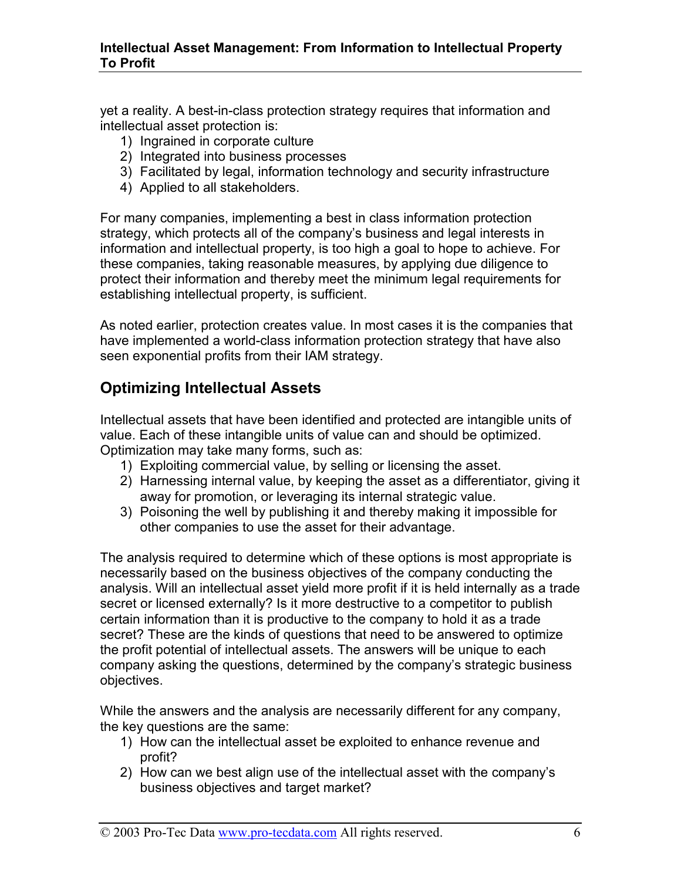yet a reality. A best-in-class protection strategy requires that information and intellectual asset protection is:

1) Ingrained in corporate culture
2) Integrated into business processes
3) Facilitated by legal, information technology and security infrastructure
4) Applied to all stakeholders.

For many companies, implementing a best in class information protection strategy, which protects all of the company's business and legal interests in information and intellectual property, is too high a goal to hope to achieve. For these companies, taking reasonable measures, by applying due diligence to protect their information and thereby meet the minimum legal requirements for establishing intellectual property, is sufficient.

As noted earlier, protection creates value. In most cases it is the companies that have implemented a world-class information protection strategy that have also seen exponential profits from their IAM strategy.

## Optimizing Intellectual Assets

Intellectual assets that have been identified and protected are intangible units of value. Each of these intangible units of value can and should be optimized. Optimization may take many forms, such as:

1) Exploiting commercial value, by selling or licensing the asset.
2) Harnessing internal value, by keeping the asset as a differentiator, giving it away for promotion, or leveraging its internal strategic value.
3) Poisoning the well by publishing it and thereby making it impossible for other companies to use the asset for their advantage.

The analysis required to determine which of these options is most appropriate is necessarily based on the business objectives of the company conducting the analysis. Will an intellectual asset yield more profit if it is held internally as a trade secret or licensed externally? Is it more destructive to a competitor to publish certain information than it is productive to the company to hold it as a trade secret? These are the kinds of questions that need to be answered to optimize the profit potential of intellectual assets. The answers will be unique to each company asking the questions, determined by the company's strategic business objectives.

While the answers and the analysis are necessarily different for any company, the key questions are the same:

1) How can the intellectual asset be exploited to enhance revenue and profit?
2) How can we best align use of the intellectual asset with the company's business objectives and target market?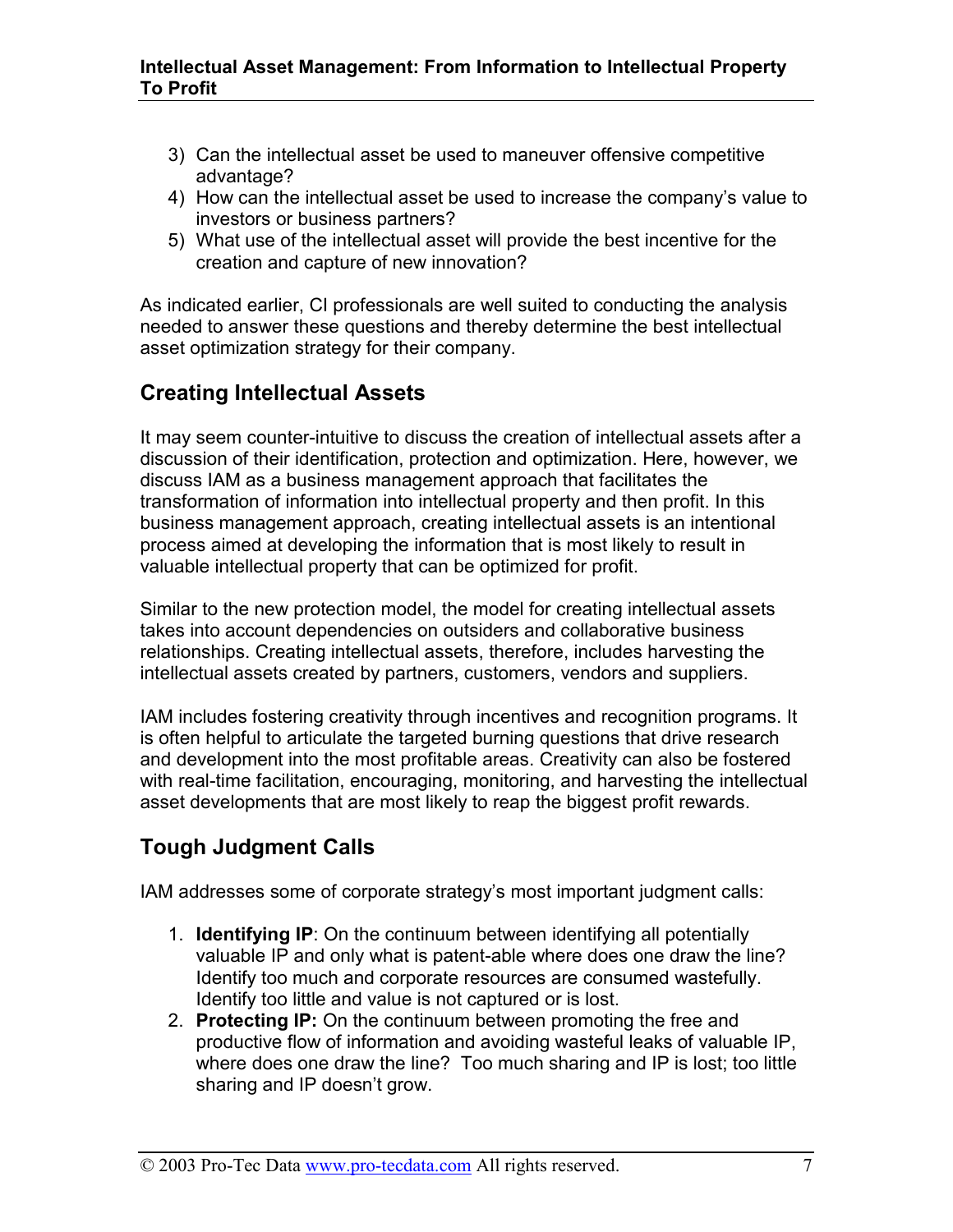3) Can the intellectual asset be used to maneuver offensive competitive advantage?
4) How can the intellectual asset be used to increase the company's value to investors or business partners?
5) What use of the intellectual asset will provide the best incentive for the creation and capture of new innovation?

As indicated earlier, CI professionals are well suited to conducting the analysis needed to answer these questions and thereby determine the best intellectual asset optimization strategy for their company.

## Creating Intellectual Assets

It may seem counter-intuitive to discuss the creation of intellectual assets after a discussion of their identification, protection and optimization. Here, however, we discuss IAM as a business management approach that facilitates the transformation of information into intellectual property and then profit. In this business management approach, creating intellectual assets is an intentional process aimed at developing the information that is most likely to result in valuable intellectual property that can be optimized for profit.

Similar to the new protection model, the model for creating intellectual assets takes into account dependencies on outsiders and collaborative business relationships. Creating intellectual assets, therefore, includes harvesting the intellectual assets created by partners, customers, vendors and suppliers.

IAM includes fostering creativity through incentives and recognition programs. It is often helpful to articulate the targeted burning questions that drive research and development into the most profitable areas. Creativity can also be fostered with real-time facilitation, encouraging, monitoring, and harvesting the intellectual asset developments that are most likely to reap the biggest profit rewards.

## Tough Judgment Calls

IAM addresses some of corporate strategy's most important judgment calls:

1. **Identifying IP**: On the continuum between identifying all potentially valuable IP and only what is patent-able where does one draw the line? Identify too much and corporate resources are consumed wastefully. Identify too little and value is not captured or is lost.
2. **Protecting IP:** On the continuum between promoting the free and productive flow of information and avoiding wasteful leaks of valuable IP, where does one draw the line? Too much sharing and IP is lost; too little sharing and IP doesn't grow.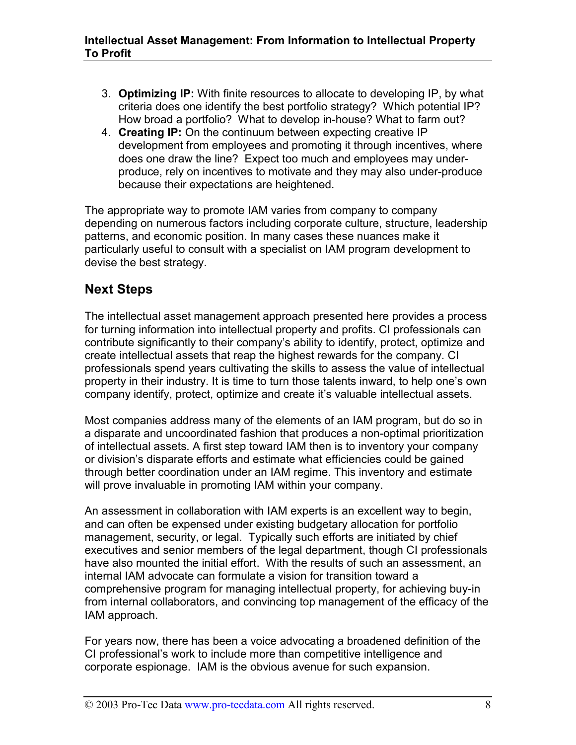3. **Optimizing IP:** With finite resources to allocate to developing IP, by what criteria does one identify the best portfolio strategy? Which potential IP? How broad a portfolio? What to develop in-house? What to farm out?
4. **Creating IP:** On the continuum between expecting creative IP development from employees and promoting it through incentives, where does one draw the line? Expect too much and employees may under-produce, rely on incentives to motivate and they may also under-produce because their expectations are heightened.

The appropriate way to promote IAM varies from company to company depending on numerous factors including corporate culture, structure, leadership patterns, and economic position. In many cases these nuances make it particularly useful to consult with a specialist on IAM program development to devise the best strategy.

## Next Steps

The intellectual asset management approach presented here provides a process for turning information into intellectual property and profits. CI professionals can contribute significantly to their company's ability to identify, protect, optimize and create intellectual assets that reap the highest rewards for the company. CI professionals spend years cultivating the skills to assess the value of intellectual property in their industry. It is time to turn those talents inward, to help one's own company identify, protect, optimize and create it's valuable intellectual assets.

Most companies address many of the elements of an IAM program, but do so in a disparate and uncoordinated fashion that produces a non-optimal prioritization of intellectual assets. A first step toward IAM then is to inventory your company or division's disparate efforts and estimate what efficiencies could be gained through better coordination under an IAM regime. This inventory and estimate will prove invaluable in promoting IAM within your company.

An assessment in collaboration with IAM experts is an excellent way to begin, and can often be expensed under existing budgetary allocation for portfolio management, security, or legal. Typically such efforts are initiated by chief executives and senior members of the legal department, though CI professionals have also mounted the initial effort. With the results of such an assessment, an internal IAM advocate can formulate a vision for transition toward a comprehensive program for managing intellectual property, for achieving buy-in from internal collaborators, and convincing top management of the efficacy of the IAM approach.

For years now, there has been a voice advocating a broadened definition of the CI professional's work to include more than competitive intelligence and corporate espionage. IAM is the obvious avenue for such expansion.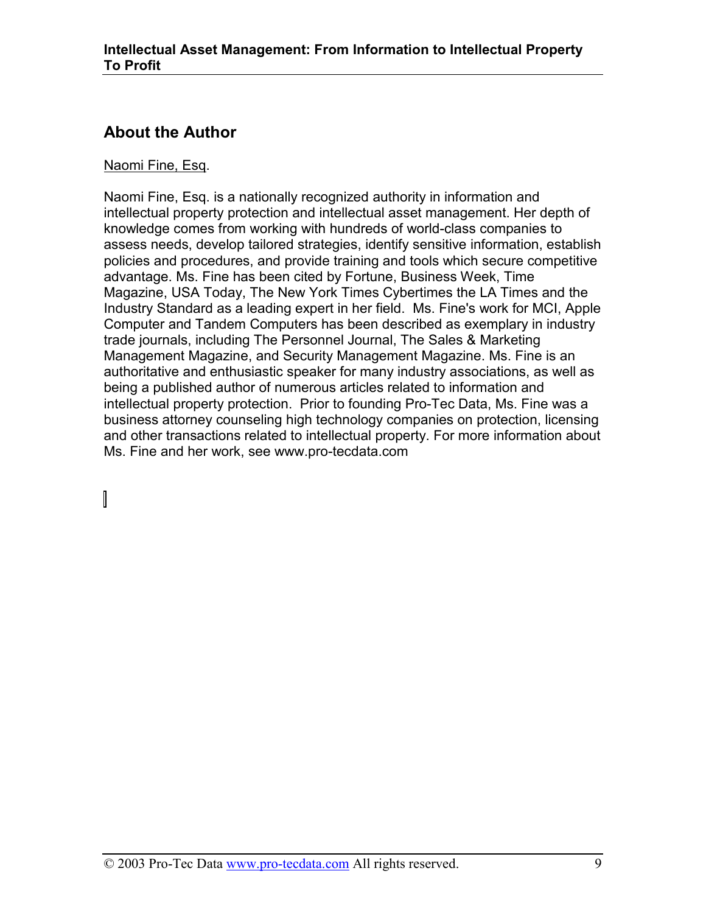## About the Author

Naomi Fine, Esq.

Naomi Fine, Esq. is a nationally recognized authority in information and intellectual property protection and intellectual asset management. Her depth of knowledge comes from working with hundreds of world-class companies to assess needs, develop tailored strategies, identify sensitive information, establish policies and procedures, and provide training and tools which secure competitive advantage. Ms. Fine has been cited by Fortune, Business Week, Time Magazine, USA Today, The New York Times Cybertimes the LA Times and the Industry Standard as a leading expert in her field. Ms. Fine's work for MCI, Apple Computer and Tandem Computers has been described as exemplary in industry trade journals, including The Personnel Journal, The Sales & Marketing Management Magazine, and Security Management Magazine. Ms. Fine is an authoritative and enthusiastic speaker for many industry associations, as well as being a published author of numerous articles related to information and intellectual property protection. Prior to founding Pro-Tec Data, Ms. Fine was a business attorney counseling high technology companies on protection, licensing and other transactions related to intellectual property. For more information about Ms. Fine and her work, see www.pro-tecdata.com